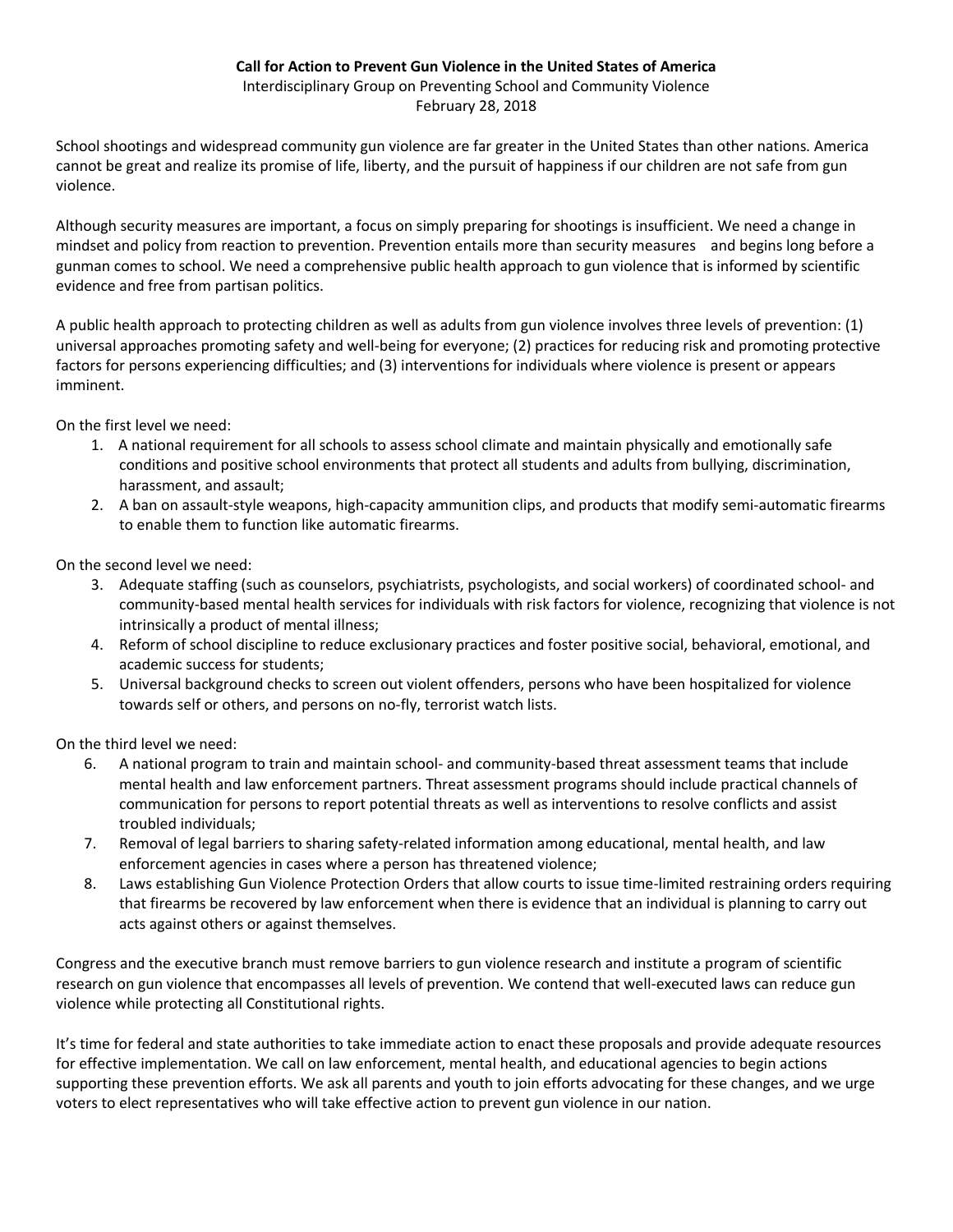**Call for Action to Prevent Gun Violence in the United States of America**

Interdisciplinary Group on Preventing School and Community Violence

February 28, 2018

School shootings and widespread community gun violence are far greater in the United States than other nations. America cannot be great and realize its promise of life, liberty, and the pursuit of happiness if our children are not safe from gun violence.

Although security measures are important, a focus on simply preparing for shootings is insufficient. We need a change in mindset and policy from reaction to prevention. Prevention entails more than security measures and begins long before a gunman comes to school. We need a comprehensive public health approach to gun violence that is informed by scientific evidence and free from partisan politics.

A public health approach to protecting children as well as adults from gun violence involves three levels of prevention: (1) universal approaches promoting safety and well-being for everyone; (2) practices for reducing risk and promoting protective factors for persons experiencing difficulties; and (3) interventions for individuals where violence is present or appears imminent.

On the first level we need:

1. A national requirement for all schools to assess school climate and maintain physically and emotionally safe conditions and positive school environments that protect all students and adults from bullying, discrimination, harassment, and assault;
2. A ban on assault-style weapons, high-capacity ammunition clips, and products that modify semi-automatic firearms to enable them to function like automatic firearms.

On the second level we need:

3. Adequate staffing (such as counselors, psychiatrists, psychologists, and social workers) of coordinated school- and community-based mental health services for individuals with risk factors for violence, recognizing that violence is not intrinsically a product of mental illness;
4. Reform of school discipline to reduce exclusionary practices and foster positive social, behavioral, emotional, and academic success for students;
5. Universal background checks to screen out violent offenders, persons who have been hospitalized for violence towards self or others, and persons on no-fly, terrorist watch lists.

On the third level we need:

6. A national program to train and maintain school- and community-based threat assessment teams that include mental health and law enforcement partners. Threat assessment programs should include practical channels of communication for persons to report potential threats as well as interventions to resolve conflicts and assist troubled individuals;
7. Removal of legal barriers to sharing safety-related information among educational, mental health, and law enforcement agencies in cases where a person has threatened violence;
8. Laws establishing Gun Violence Protection Orders that allow courts to issue time-limited restraining orders requiring that firearms be recovered by law enforcement when there is evidence that an individual is planning to carry out acts against others or against themselves.

Congress and the executive branch must remove barriers to gun violence research and institute a program of scientific research on gun violence that encompasses all levels of prevention. We contend that well-executed laws can reduce gun violence while protecting all Constitutional rights.

It's time for federal and state authorities to take immediate action to enact these proposals and provide adequate resources for effective implementation. We call on law enforcement, mental health, and educational agencies to begin actions supporting these prevention efforts. We ask all parents and youth to join efforts advocating for these changes, and we urge voters to elect representatives who will take effective action to prevent gun violence in our nation.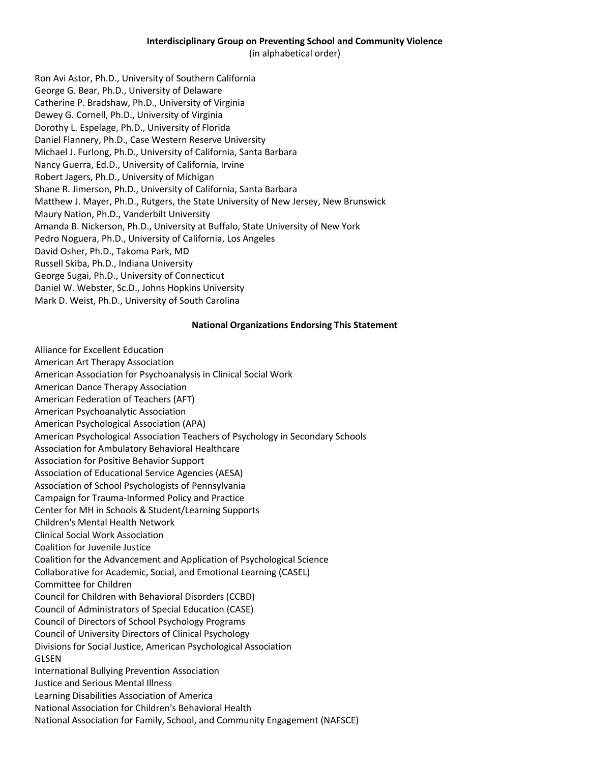**Interdisciplinary Group on Preventing School and Community Violence**
(in alphabetical order)

Ron Avi Astor, Ph.D., University of Southern California
George G. Bear, Ph.D., University of Delaware
Catherine P. Bradshaw, Ph.D., University of Virginia
Dewey G. Cornell, Ph.D., University of Virginia
Dorothy L. Espelage, Ph.D., University of Florida
Daniel Flannery, Ph.D., Case Western Reserve University
Michael J. Furlong, Ph.D., University of California, Santa Barbara
Nancy Guerra, Ed.D., University of California, Irvine
Robert Jagers, Ph.D., University of Michigan
Shane R. Jimerson, Ph.D., University of California, Santa Barbara
Matthew J. Mayer, Ph.D., Rutgers, the State University of New Jersey, New Brunswick
Maury Nation, Ph.D., Vanderbilt University
Amanda B. Nickerson, Ph.D., University at Buffalo, State University of New York
Pedro Noguera, Ph.D., University of California, Los Angeles
David Osher, Ph.D., Takoma Park, MD
Russell Skiba, Ph.D., Indiana University
George Sugai, Ph.D., University of Connecticut
Daniel W. Webster, Sc.D., Johns Hopkins University
Mark D. Weist, Ph.D., University of South Carolina

**National Organizations Endorsing This Statement**

Alliance for Excellent Education
American Art Therapy Association
American Association for Psychoanalysis in Clinical Social Work
American Dance Therapy Association
American Federation of Teachers (AFT)
American Psychoanalytic Association
American Psychological Association (APA)
American Psychological Association Teachers of Psychology in Secondary Schools
Association for Ambulatory Behavioral Healthcare
Association for Positive Behavior Support
Association of Educational Service Agencies (AESA)
Association of School Psychologists of Pennsylvania
Campaign for Trauma-Informed Policy and Practice
Center for MH in Schools & Student/Learning Supports
Children's Mental Health Network
Clinical Social Work Association
Coalition for Juvenile Justice
Coalition for the Advancement and Application of Psychological Science
Collaborative for Academic, Social, and Emotional Learning (CASEL)
Committee for Children
Council for Children with Behavioral Disorders (CCBD)
Council of Administrators of Special Education (CASE)
Council of Directors of School Psychology Programs
Council of University Directors of Clinical Psychology
Divisions for Social Justice, American Psychological Association
GLSEN
International Bullying Prevention Association
Justice and Serious Mental Illness
Learning Disabilities Association of America
National Association for Children's Behavioral Health
National Association for Family, School, and Community Engagement (NAFSCE)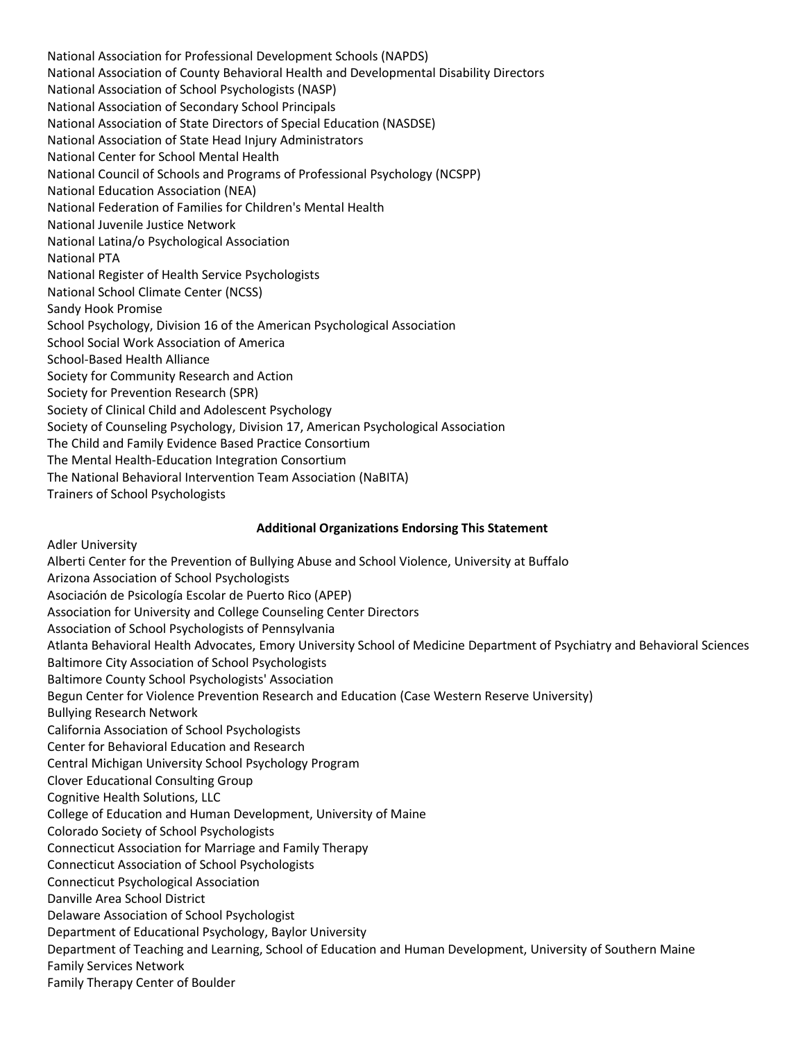National Association for Professional Development Schools (NAPDS)
National Association of County Behavioral Health and Developmental Disability Directors
National Association of School Psychologists (NASP)
National Association of Secondary School Principals
National Association of State Directors of Special Education (NASDSE)
National Association of State Head Injury Administrators
National Center for School Mental Health
National Council of Schools and Programs of Professional Psychology (NCSPP)
National Education Association (NEA)
National Federation of Families for Children's Mental Health
National Juvenile Justice Network
National Latina/o Psychological Association
National PTA
National Register of Health Service Psychologists
National School Climate Center (NCSS)
Sandy Hook Promise
School Psychology, Division 16 of the American Psychological Association
School Social Work Association of America
School-Based Health Alliance
Society for Community Research and Action
Society for Prevention Research (SPR)
Society of Clinical Child and Adolescent Psychology
Society of Counseling Psychology, Division 17, American Psychological Association
The Child and Family Evidence Based Practice Consortium
The Mental Health-Education Integration Consortium
The National Behavioral Intervention Team Association (NaBITA)
Trainers of School Psychologists

**Additional Organizations Endorsing This Statement**

Adler University
Alberti Center for the Prevention of Bullying Abuse and School Violence, University at Buffalo
Arizona Association of School Psychologists
Asociación de Psicología Escolar de Puerto Rico (APEP)
Association for University and College Counseling Center Directors
Association of School Psychologists of Pennsylvania
Atlanta Behavioral Health Advocates, Emory University School of Medicine Department of Psychiatry and Behavioral Sciences
Baltimore City Association of School Psychologists
Baltimore County School Psychologists' Association
Begun Center for Violence Prevention Research and Education (Case Western Reserve University)
Bullying Research Network
California Association of School Psychologists
Center for Behavioral Education and Research
Central Michigan University School Psychology Program
Clover Educational Consulting Group
Cognitive Health Solutions, LLC
College of Education and Human Development, University of Maine
Colorado Society of School Psychologists
Connecticut Association for Marriage and Family Therapy
Connecticut Association of School Psychologists
Connecticut Psychological Association
Danville Area School District
Delaware Association of School Psychologist
Department of Educational Psychology, Baylor University
Department of Teaching and Learning, School of Education and Human Development, University of Southern Maine
Family Services Network
Family Therapy Center of Boulder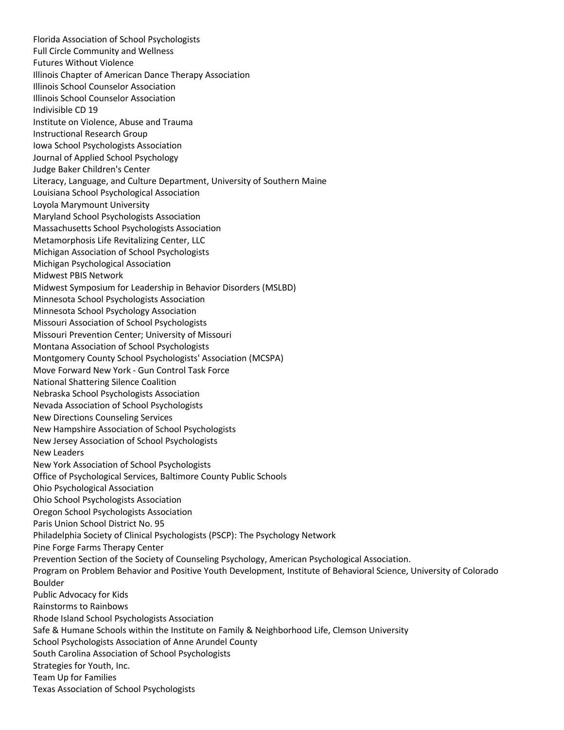Florida Association of School Psychologists
Full Circle Community and Wellness
Futures Without Violence
Illinois Chapter of American Dance Therapy Association
Illinois School Counselor Association
Illinois School Counselor Association
Indivisible CD 19
Institute on Violence, Abuse and Trauma
Instructional Research Group
Iowa School Psychologists Association
Journal of Applied School Psychology
Judge Baker Children's Center
Literacy, Language, and Culture Department, University of Southern Maine
Louisiana School Psychological Association
Loyola Marymount University
Maryland School Psychologists Association
Massachusetts School Psychologists Association
Metamorphosis Life Revitalizing Center, LLC
Michigan Association of School Psychologists
Michigan Psychological Association
Midwest PBIS Network
Midwest Symposium for Leadership in Behavior Disorders (MSLBD)
Minnesota School Psychologists Association
Minnesota School Psychology Association
Missouri Association of School Psychologists
Missouri Prevention Center; University of Missouri
Montana Association of School Psychologists
Montgomery County School Psychologists' Association (MCSPA)
Move Forward New York - Gun Control Task Force
National Shattering Silence Coalition
Nebraska School Psychologists Association
Nevada Association of School Psychologists
New Directions Counseling Services
New Hampshire Association of School Psychologists
New Jersey Association of School Psychologists
New Leaders
New York Association of School Psychologists
Office of Psychological Services, Baltimore County Public Schools
Ohio Psychological Association
Ohio School Psychologists Association
Oregon School Psychologists Association
Paris Union School District No. 95
Philadelphia Society of Clinical Psychologists (PSCP): The Psychology Network
Pine Forge Farms Therapy Center
Prevention Section of the Society of Counseling Psychology, American Psychological Association.
Program on Problem Behavior and Positive Youth Development, Institute of Behavioral Science, University of Colorado Boulder
Public Advocacy for Kids
Rainstorms to Rainbows
Rhode Island School Psychologists Association
Safe & Humane Schools within the Institute on Family & Neighborhood Life, Clemson University
School Psychologists Association of Anne Arundel County
South Carolina Association of School Psychologists
Strategies for Youth, Inc.
Team Up for Families
Texas Association of School Psychologists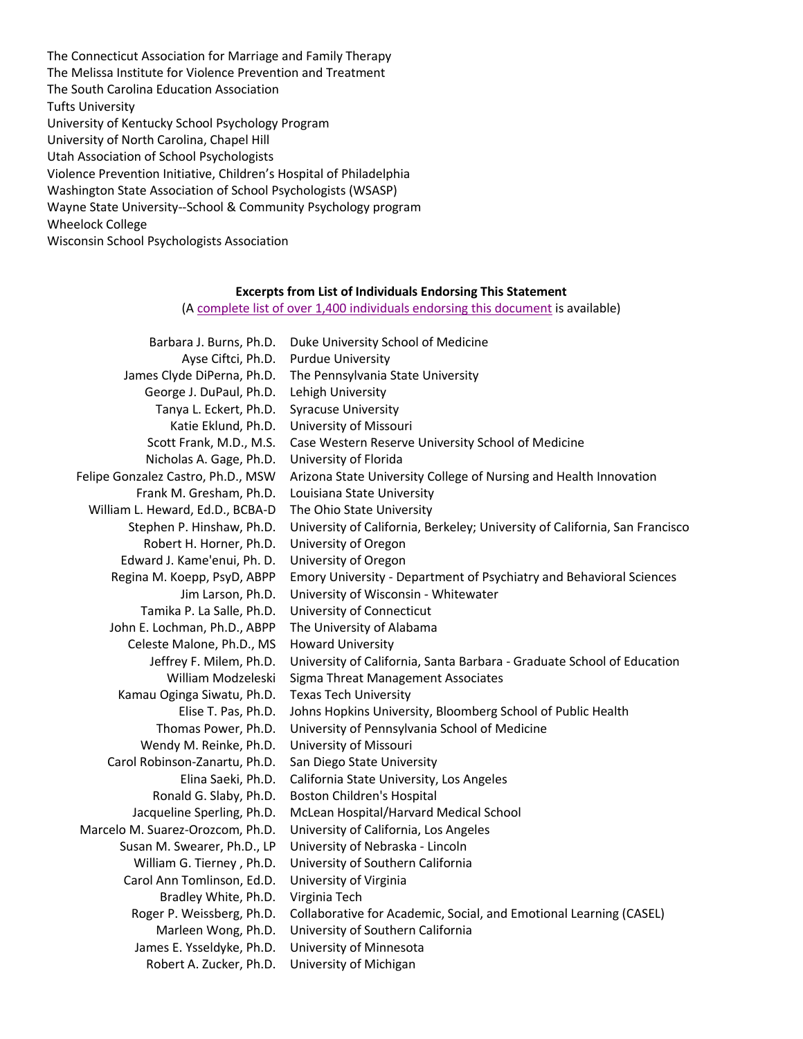The Connecticut Association for Marriage and Family Therapy
The Melissa Institute for Violence Prevention and Treatment
The South Carolina Education Association
Tufts University
University of Kentucky School Psychology Program
University of North Carolina, Chapel Hill
Utah Association of School Psychologists
Violence Prevention Initiative, Children's Hospital of Philadelphia
Washington State Association of School Psychologists (WSASP)
Wayne State University--School & Community Psychology program
Wheelock College
Wisconsin School Psychologists Association

**Excerpts from List of Individuals Endorsing This Statement**

(A complete list of over 1,400 individuals endorsing this document is available)

| | |
|---|---|
| Barbara J. Burns, Ph.D. | Duke University School of Medicine |
| Ayse Ciftci, Ph.D. | Purdue University |
| James Clyde DiPerna, Ph.D. | The Pennsylvania State University |
| George J. DuPaul, Ph.D. | Lehigh University |
| Tanya L. Eckert, Ph.D. | Syracuse University |
| Katie Eklund, Ph.D. | University of Missouri |
| Scott Frank, M.D., M.S. | Case Western Reserve University School of Medicine |
| Nicholas A. Gage, Ph.D. | University of Florida |
| Felipe Gonzalez Castro, Ph.D., MSW | Arizona State University College of Nursing and Health Innovation |
| Frank M. Gresham, Ph.D. | Louisiana State University |
| William L. Heward, Ed.D., BCBA-D | The Ohio State University |
| Stephen P. Hinshaw, Ph.D. | University of California, Berkeley; University of California, San Francisco |
| Robert H. Horner, Ph.D. | University of Oregon |
| Edward J. Kame'enui, Ph. D. | University of Oregon |
| Regina M. Koepp, PsyD, ABPP | Emory University - Department of Psychiatry and Behavioral Sciences |
| Jim Larson, Ph.D. | University of Wisconsin - Whitewater |
| Tamika P. La Salle, Ph.D. | University of Connecticut |
| John E. Lochman, Ph.D., ABPP | The University of Alabama |
| Celeste Malone, Ph.D., MS | Howard University |
| Jeffrey F. Milem, Ph.D. | University of California, Santa Barbara - Graduate School of Education |
| William Modzeleski | Sigma Threat Management Associates |
| Kamau Oginga Siwatu, Ph.D. | Texas Tech University |
| Elise T. Pas, Ph.D. | Johns Hopkins University, Bloomberg School of Public Health |
| Thomas Power, Ph.D. | University of Pennsylvania School of Medicine |
| Wendy M. Reinke, Ph.D. | University of Missouri |
| Carol Robinson-Zanartu, Ph.D. | San Diego State University |
| Elina Saeki, Ph.D. | California State University, Los Angeles |
| Ronald G. Slaby, Ph.D. | Boston Children's Hospital |
| Jacqueline Sperling, Ph.D. | McLean Hospital/Harvard Medical School |
| Marcelo M. Suarez-Orozcom, Ph.D. | University of California, Los Angeles |
| Susan M. Swearer, Ph.D., LP | University of Nebraska - Lincoln |
| William G. Tierney , Ph.D. | University of Southern California |
| Carol Ann Tomlinson, Ed.D. | University of Virginia |
| Bradley White, Ph.D. | Virginia Tech |
| Roger P. Weissberg, Ph.D. | Collaborative for Academic, Social, and Emotional Learning (CASEL) |
| Marleen Wong, Ph.D. | University of Southern California |
| James E. Ysseldyke, Ph.D. | University of Minnesota |
| Robert A. Zucker, Ph.D. | University of Michigan |